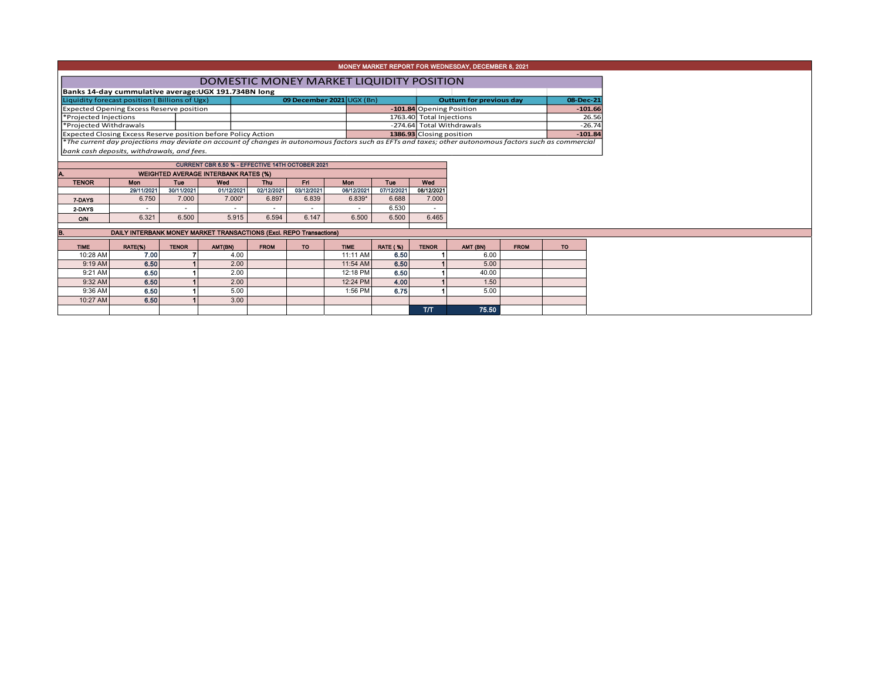# MONEY MARKET REPORT FOR WEDNESDAY, DECEMBER 8, 2021

## DOMESTIC MONEY MARKET LIQUIDITY POSITION

**Banks 14-day cummulative average:UGX 191.734BN long**

| Liquidity forecast position ( Billions of Ugx) | 09 December 2021 UGX (Bn) | Outturn for previous day | 08-Dec-21 |
|---|---|---|---|
| Expected Opening Excess Reserve position | -101.84 | Opening Position | -101.66 |
| *Projected Injections | 1763.40 | Total Injections | 26.56 |
| *Projected Withdrawals | -274.64 | Total Withdrawals | -26.74 |
| Expected Closing Excess Reserve position before Policy Action | 1386.93 | Closing position | -101.84 |

*The current day projections may deviate on account of changes in autonomous factors such as EFTs and taxes; other autonomous factors such as commercial bank cash deposits, withdrawals, and fees.*

**CURRENT CBR 6.50 % - EFFECTIVE 14TH OCTOBER 2021**

### A. WEIGHTED AVERAGE INTERBANK RATES (%)

| TENOR | Mon | Tue | Wed | Thu | Fri | Mon | Tue | Wed |
|---|---|---|---|---|---|---|---|---|
| | 29/11/2021 | 30/11/2021 | 01/12/2021 | 02/12/2021 | 03/12/2021 | 06/12/2021 | 07/12/2021 | 08/12/2021 |
| 7-DAYS | 6.750 | 7.000 | 7.000* | 6.897 | 6.839 | 6.839* | 6.688 | 7.000 |
| 2-DAYS | - | - | - | - | - | - | 6.530 | - |
| O/N | 6.321 | 6.500 | 5.915 | 6.594 | 6.147 | 6.500 | 6.500 | 6.465 |

### B. DAILY INTERBANK MONEY MARKET TRANSACTIONS (Excl. REPO Transactions)

| TIME | RATE(%) | TENOR | AMT(BN) | FROM | TO | TIME | RATE (%) | TENOR | AMT (BN) | FROM | TO |
|---|---|---|---|---|---|---|---|---|---|---|---|
| 10:28 AM | 7.00 | 7 | 4.00 | | | 11:11 AM | 6.50 | 1 | 6.00 | | |
| 9:19 AM | 6.50 | 1 | 2.00 | | | 11:54 AM | 6.50 | 1 | 5.00 | | |
| 9:21 AM | 6.50 | 1 | 2.00 | | | 12:18 PM | 6.50 | 1 | 40.00 | | |
| 9:32 AM | 6.50 | 1 | 2.00 | | | 12:24 PM | 4.00 | 1 | 1.50 | | |
| 9:36 AM | 6.50 | 1 | 5.00 | | | 1:56 PM | 6.75 | 1 | 5.00 | | |
| 10:27 AM | 6.50 | 1 | 3.00 | | | | | | | | |
| | | | | | | | | T/T | 75.50 | | |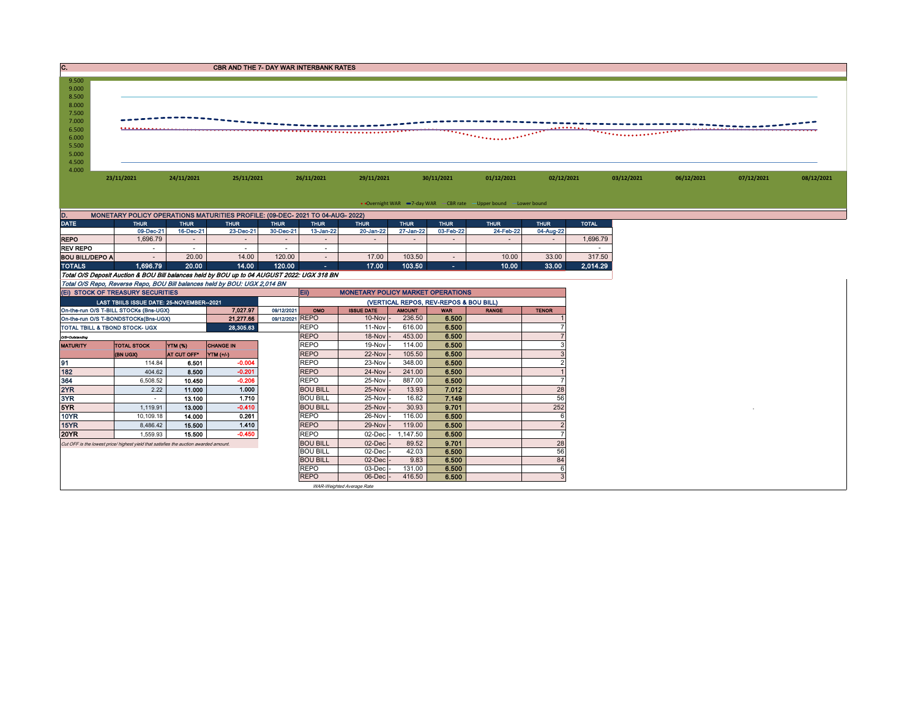## C. CBR AND THE 7- DAY WAR INTERBANK RATES

9.500
9.000
8.500
8.000
7.500
7.000
6.500
6.000
5.500
5.000
4.500
4.000

23/11/2021 24/11/2021 25/11/2021 26/11/2021 29/11/2021 30/11/2021 01/12/2021 02/12/2021 03/12/2021 06/12/2021 07/12/2021 08/12/2021

Overnight WAR — 7-day WAR — CBR rate — Upper bound — Lower bound

## D. MONETARY POLICY OPERATIONS MATURITIES PROFILE: (09-DEC- 2021 TO 04-AUG- 2022)

| DATE | THUR | THUR | THUR | THUR | THUR | THUR | THUR | THUR | THUR | THUR | TOTAL |
|---|---|---|---|---|---|---|---|---|---|---|---|
| | 09-Dec-21 | 16-Dec-21 | 23-Dec-21 | 30-Dec-21 | 13-Jan-22 | 20-Jan-22 | 27-Jan-22 | 03-Feb-22 | 24-Feb-22 | 04-Aug-22 | |
| REPO | 1,696.79 | - | - | - | - | - | - | - | - | - | 1,696.79 |
| REV REPO | - | - | - | - | - | | | | | | - |
| BOU BILL/DEPO A | - | 20.00 | 14.00 | 120.00 | - | 17.00 | 103.50 | - | 10.00 | 33.00 | 317.50 |
| TOTALS | 1,696.79 | 20.00 | 14.00 | 120.00 | - | 17.00 | 103.50 | - | 10.00 | 33.00 | 2,014.29 |

*Total O/S Deposit Auction & BOU Bill balances held by BOU up to 04 AUGUST 2022: UGX 318 BN*

*Total O/S Repo, Reverse Repo, BOU Bill balances held by BOU: UGX 2,014 BN*

### (Ei) STOCK OF TREASURY SECURITIES

| LAST TBIILS ISSUE DATE: 25-NOVEMBER--2021 | | | |
|---|---|---|---|
| On-the-run O/S T-BILL STOCKs (Bns-UGX) | | 7,027.97 | 09/12/2021 |
| On-the-run O/S T-BONDSTOCKs(Bns-UGX) | | 21,277.66 | 09/12/2021 |
| TOTAL TBILL & TBOND STOCK- UGX | | 28,305.63 | |

O/S=Outstanding

| MATURITY | TOTAL STOCK (BN UGX) | YTM (%) AT CUT OFF* | CHANGE IN YTM (+/-) |
|---|---|---|---|
| 91 | 114.84 | 6.501 | -0.004 |
| 182 | 404.62 | 8.500 | -0.201 |
| 364 | 6,508.52 | 10.450 | -0.206 |
| 2YR | 2.22 | 11.000 | 1.000 |
| 3YR | - | 13.100 | 1.710 |
| 5YR | 1,119.91 | 13.000 | -0.410 |
| 10YR | 10,109.18 | 14.000 | 0.261 |
| 15YR | 8,486.42 | 15.500 | 1.410 |
| 20YR | 1,559.93 | 15.500 | -0.450 |

*Cut OFF is the lowest price/ highest yield that satisfies the auction awarded amount.*

### Eii) MONETARY POLICY MARKET OPERATIONS

(VERTICAL REPOS, REV-REPOS & BOU BILL)

| OMO | ISSUE DATE | AMOUNT | WAR | RANGE | TENOR |
|---|---|---|---|---|---|
| REPO | 10-Nov | - 236.50 | 6.500 | | 1 |
| REPO | 11-Nov | - 616.00 | 6.500 | | 7 |
| REPO | 18-Nov | - 453.00 | 6.500 | | 7 |
| REPO | 19-Nov | - 114.00 | 6.500 | | 3 |
| REPO | 22-Nov | - 105.50 | 6.500 | | 3 |
| REPO | 23-Nov | - 348.00 | 6.500 | | 2 |
| REPO | 24-Nov | - 241.00 | 6.500 | | 1 |
| REPO | 25-Nov | - 887.00 | 6.500 | | 7 |
| BOU BILL | 25-Nov | - 13.93 | 7.012 | | 28 |
| BOU BILL | 25-Nov | - 16.82 | 7.149 | | 56 |
| BOU BILL | 25-Nov | - 30.93 | 9.701 | | 252 |
| REPO | 26-Nov | - 116.00 | 6.500 | | 6 |
| REPO | 29-Nov | - 119.00 | 6.500 | | 2 |
| REPO | 02-Dec | - 1,147.50 | 6.500 | | 7 |
| BOU BILL | 02-Dec | - 89.52 | 9.701 | | 28 |
| BOU BILL | 02-Dec | - 42.03 | 6.500 | | 56 |
| BOU BILL | 02-Dec | - 9.83 | 6.500 | | 84 |
| REPO | 03-Dec | - 131.00 | 6.500 | | 6 |
| REPO | 06-Dec | - 416.50 | 6.500 | | 3 |

*WAR-Weighted Average Rate*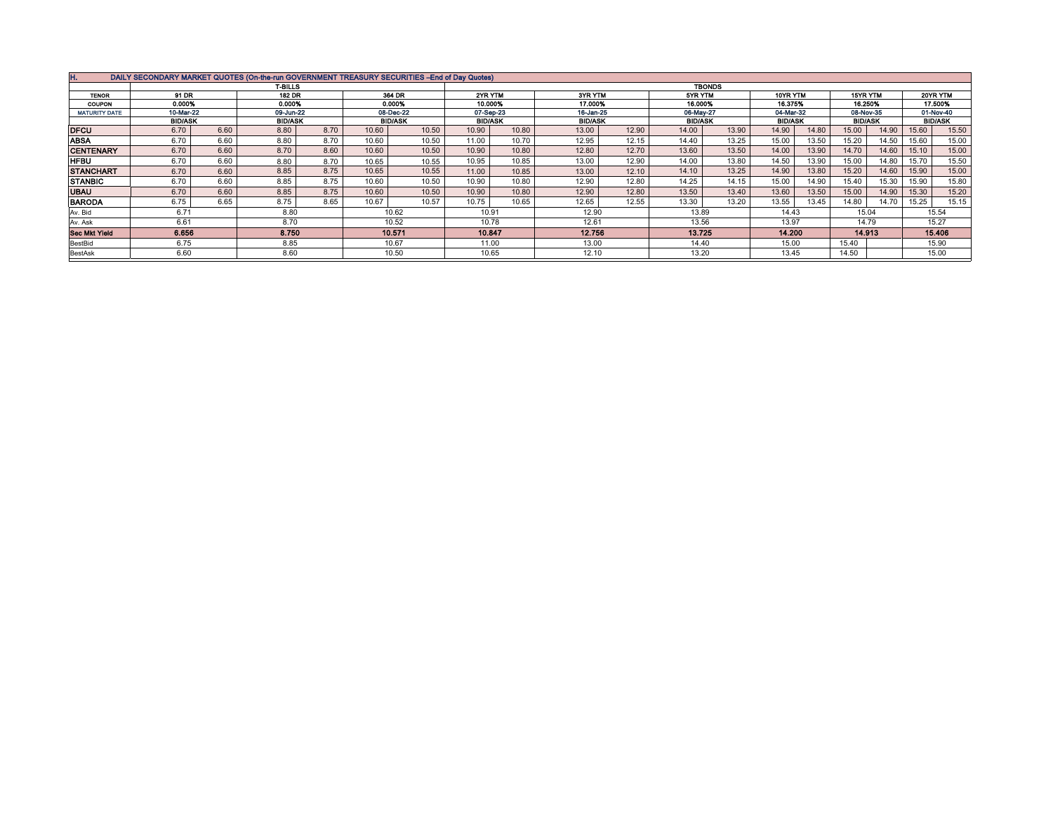| H. | DAILY SECONDARY MARKET QUOTES (On-the-run GOVERNMENT TREASURY SECURITIES –End of Day Quotes) | | | | | | | | | | | | | | | | | |
|---|---|---|---|---|---|---|---|---|---|---|---|---|---|---|---|---|---|---|
| | T-BILLS | | | | | | TBONDS | | | | | | | | | | | |
| TENOR | 91 DR | | 182 DR | | 364 DR | | 2YR YTM | | 3YR YTM | | 5YR YTM | | 10YR YTM | | 15YR YTM | | 20YR YTM | |
| COUPON | 0.000% | | 0.000% | | 0.000% | | 10.000% | | 17.000% | | 16.000% | | 16.375% | | 16.250% | | 17.500% | |
| MATURITY DATE | 10-Mar-22 | | 09-Jun-22 | | 08-Dec-22 | | 07-Sep-23 | | 16-Jan-25 | | 06-May-27 | | 04-Mar-32 | | 08-Nov-35 | | 01-Nov-40 | |
| | BID/ASK | | BID/ASK | | BID/ASK | | BID/ASK | | BID/ASK | | BID/ASK | | BID/ASK | | BID/ASK | | BID/ASK | |
| DFCU | 6.70 | 6.60 | 8.80 | 8.70 | 10.60 | 10.50 | 10.90 | 10.80 | 13.00 | 12.90 | 14.00 | 13.90 | 14.90 | 14.80 | 15.00 | 14.90 | 15.60 | 15.50 |
| ABSA | 6.70 | 6.60 | 8.80 | 8.70 | 10.60 | 10.50 | 11.00 | 10.70 | 12.95 | 12.15 | 14.40 | 13.25 | 15.00 | 13.50 | 15.20 | 14.50 | 15.60 | 15.00 |
| CENTENARY | 6.70 | 6.60 | 8.70 | 8.60 | 10.60 | 10.50 | 10.90 | 10.80 | 12.80 | 12.70 | 13.60 | 13.50 | 14.00 | 13.90 | 14.70 | 14.60 | 15.10 | 15.00 |
| HFBU | 6.70 | 6.60 | 8.80 | 8.70 | 10.65 | 10.55 | 10.95 | 10.85 | 13.00 | 12.90 | 14.00 | 13.80 | 14.50 | 13.90 | 15.00 | 14.80 | 15.70 | 15.50 |
| STANCHART | 6.70 | 6.60 | 8.85 | 8.75 | 10.65 | 10.55 | 11.00 | 10.85 | 13.00 | 12.10 | 14.10 | 13.25 | 14.90 | 13.80 | 15.20 | 14.60 | 15.90 | 15.00 |
| STANBIC | 6.70 | 6.60 | 8.85 | 8.75 | 10.60 | 10.50 | 10.90 | 10.80 | 12.90 | 12.80 | 14.25 | 14.15 | 15.00 | 14.90 | 15.40 | 15.30 | 15.90 | 15.80 |
| UBAU | 6.70 | 6.60 | 8.85 | 8.75 | 10.60 | 10.50 | 10.90 | 10.80 | 12.90 | 12.80 | 13.50 | 13.40 | 13.60 | 13.50 | 15.00 | 14.90 | 15.30 | 15.20 |
| BARODA | 6.75 | 6.65 | 8.75 | 8.65 | 10.67 | 10.57 | 10.75 | 10.65 | 12.65 | 12.55 | 13.30 | 13.20 | 13.55 | 13.45 | 14.80 | 14.70 | 15.25 | 15.15 |
| Av. Bid | 6.71 | | 8.80 | | 10.62 | | 10.91 | | 12.90 | | 13.89 | | 14.43 | | 15.04 | | 15.54 | |
| Av. Ask | 6.61 | | 8.70 | | 10.52 | | 10.78 | | 12.61 | | 13.56 | | 13.97 | | 14.79 | | 15.27 | |
| Sec Mkt Yield | 6.656 | | 8.750 | | 10.571 | | 10.847 | | 12.756 | | 13.725 | | 14.200 | | 14.913 | | 15.406 | |
| BestBid | 6.75 | | 8.85 | | 10.67 | | 11.00 | | 13.00 | | 14.40 | | 15.00 | | 15.40 | | 15.90 | |
| BestAsk | 6.60 | | 8.60 | | 10.50 | | 10.65 | | 12.10 | | 13.20 | | 13.45 | | 14.50 | | 15.00 | |